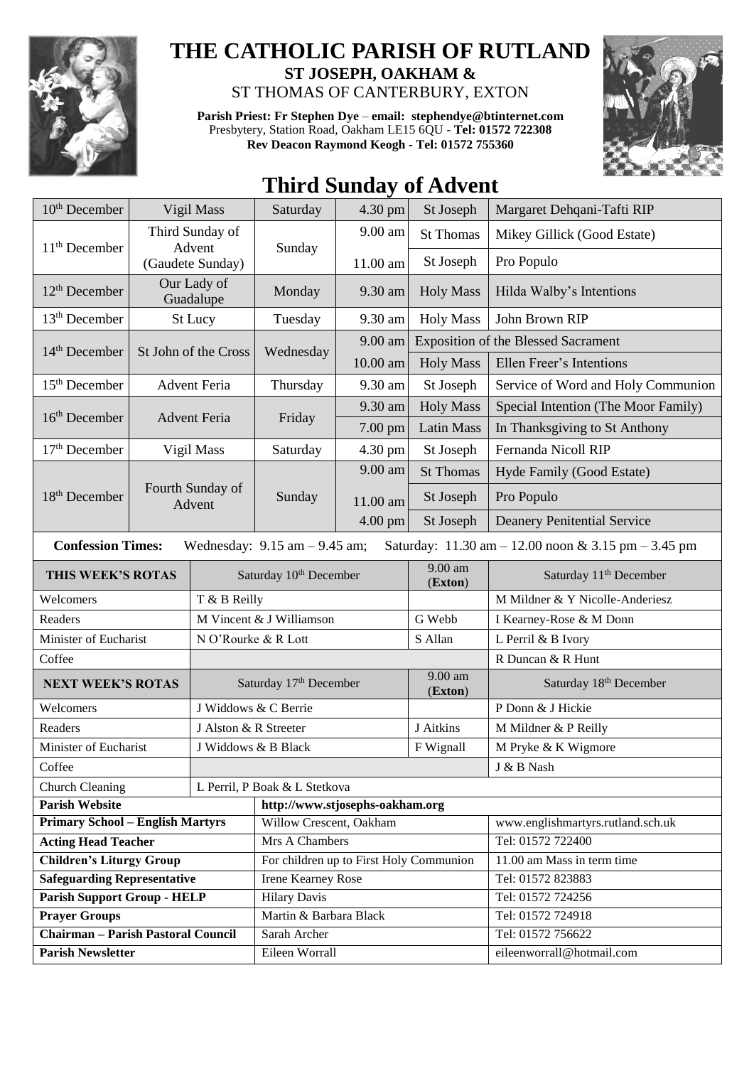# THE CATHOLIC PARISH OF RUTLAND

**ST JOSEPH, OAKHAM &**

ST THOMAS OF CANTERBURY, EXTON

**Parish Priest: Fr Stephen Dye** – **email: stephendye@btinternet.com**
Presbytery, Station Road, Oakham LE15 6QU - **Tel: 01572 722308**
**Rev Deacon Raymond Keogh - Tel: 01572 755360**

## Third Sunday of Advent

| | | | | | |
|---|---|---|---|---|---|
| 10th December | Vigil Mass | Saturday | 4.30 pm | St Joseph | Margaret Dehqani-Tafti RIP |
| 11th December | Third Sunday of Advent (Gaudete Sunday) | Sunday | 9.00 am | St Thomas | Mikey Gillick (Good Estate) |
| | | | 11.00 am | St Joseph | Pro Populo |
| 12th December | Our Lady of Guadalupe | Monday | 9.30 am | Holy Mass | Hilda Walby's Intentions |
| 13th December | St Lucy | Tuesday | 9.30 am | Holy Mass | John Brown RIP |
| 14th December | St John of the Cross | Wednesday | 9.00 am | Exposition of the Blessed Sacrament | |
| | | | 10.00 am | Holy Mass | Ellen Freer's Intentions |
| 15th December | Advent Feria | Thursday | 9.30 am | St Joseph | Service of Word and Holy Communion |
| 16th December | Advent Feria | Friday | 9.30 am | Holy Mass | Special Intention (The Moor Family) |
| | | | 7.00 pm | Latin Mass | In Thanksgiving to St Anthony |
| 17th December | Vigil Mass | Saturday | 4.30 pm | St Joseph | Fernanda Nicoll RIP |
| 18th December | Fourth Sunday of Advent | Sunday | 9.00 am | St Thomas | Hyde Family (Good Estate) |
| | | | 11.00 am | St Joseph | Pro Populo |
| | | | 4.00 pm | St Joseph | Deanery Penitential Service |

**Confession Times:** Wednesday: 9.15 am – 9.45 am; Saturday: 11.30 am – 12.00 noon & 3.15 pm – 3.45 pm

| THIS WEEK'S ROTAS | Saturday 10th December | 9.00 am (Exton) | Saturday 11th December |
|---|---|---|---|
| Welcomers | T & B Reilly | | M Mildner & Y Nicolle-Anderiesz |
| Readers | M Vincent & J Williamson | G Webb | I Kearney-Rose & M Donn |
| Minister of Eucharist | N O'Rourke & R Lott | S Allan | L Perril & B Ivory |
| Coffee | | | R Duncan & R Hunt |
| **NEXT WEEK'S ROTAS** | Saturday 17th December | 9.00 am (Exton) | Saturday 18th December |
| Welcomers | J Widdows & C Berrie | | P Donn & J Hickie |
| Readers | J Alston & R Streeter | J Aitkins | M Mildner & P Reilly |
| Minister of Eucharist | J Widdows & B Black | F Wignall | M Pryke & K Wigmore |
| Coffee | | | J & B Nash |
| Church Cleaning | L Perril, P Boak & L Stetkova | | |

| | | |
|---|---|---|
| **Parish Website** | http://www.stjosephs-oakham.org | |
| **Primary School – English Martyrs** | Willow Crescent, Oakham | www.englishmartyrs.rutland.sch.uk |
| **Acting Head Teacher** | Mrs A Chambers | Tel: 01572 722400 |
| **Children's Liturgy Group** | For children up to First Holy Communion | 11.00 am Mass in term time |
| **Safeguarding Representative** | Irene Kearney Rose | Tel: 01572 823883 |
| **Parish Support Group - HELP** | Hilary Davis | Tel: 01572 724256 |
| **Prayer Groups** | Martin & Barbara Black | Tel: 01572 724918 |
| **Chairman – Parish Pastoral Council** | Sarah Archer | Tel: 01572 756622 |
| **Parish Newsletter** | Eileen Worrall | eileenworrall@hotmail.com |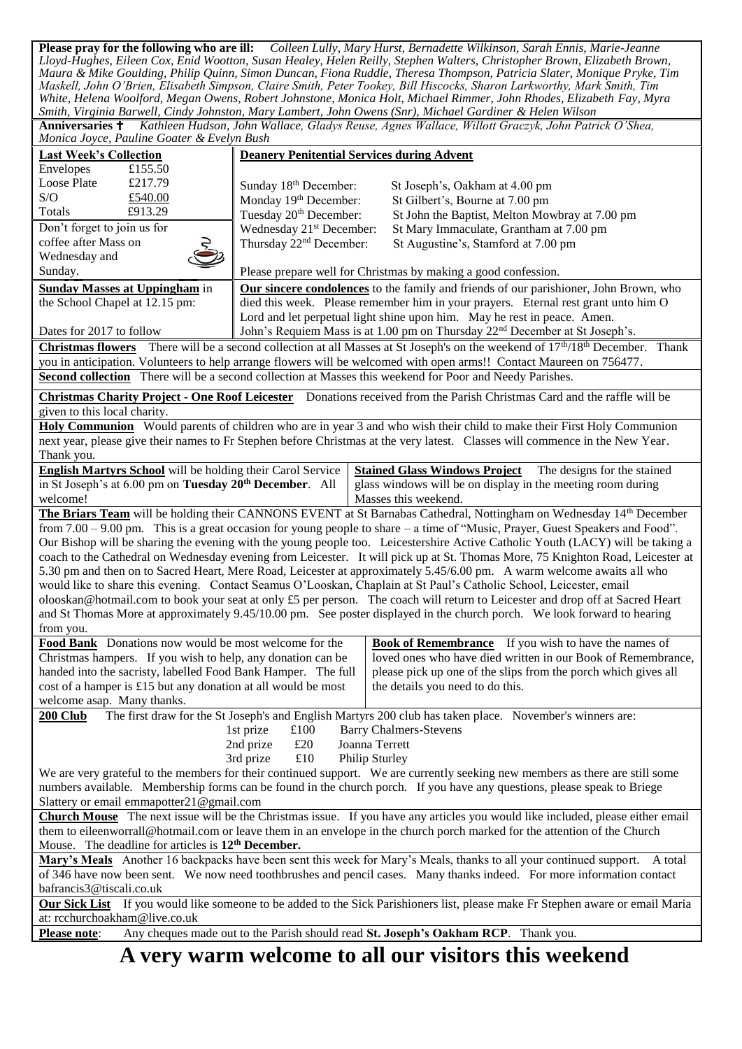**Please pray for the following who are ill:** *Colleen Lully, Mary Hurst, Bernadette Wilkinson, Sarah Ennis, Marie-Jeanne Lloyd-Hughes, Eileen Cox, Enid Wootton, Susan Healey, Helen Reilly, Stephen Walters, Christopher Brown, Elizabeth Brown, Maura & Mike Goulding, Philip Quinn, Simon Duncan, Fiona Ruddle, Theresa Thompson, Patricia Slater, Monique Pryke, Tim Maskell, John O'Brien, Elisabeth Simpson, Claire Smith, Peter Tookey, Bill Hiscocks, Sharon Larkworthy, Mark Smith, Tim White, Helena Woolford, Megan Owens, Robert Johnstone, Monica Holt, Michael Rimmer, John Rhodes, Elizabeth Fay, Myra Smith, Virginia Barwell, Cindy Johnston, Mary Lambert, John Owens (Snr), Michael Gardiner & Helen Wilson*

**Anniversaries ✝** *Kathleen Hudson, John Wallace, Gladys Reuse, Agnes Wallace, Willott Graczyk, John Patrick O'Shea, Monica Joyce, Pauline Goater & Evelyn Bush*

**Last Week's Collection**

| | |
|---|---|
| Envelopes | £155.50 |
| Loose Plate | £217.79 |
| S/O | £540.00 |
| Totals | £913.29 |

Don't forget to join us for coffee after Mass on Wednesday and Sunday.

**Deanery Penitential Services during Advent**

| | |
|---|---|
| Sunday 18th December: | St Joseph's, Oakham at 4.00 pm |
| Monday 19th December: | St Gilbert's, Bourne at 7.00 pm |
| Tuesday 20th December: | St John the Baptist, Melton Mowbray at 7.00 pm |
| Wednesday 21st December: | St Mary Immaculate, Grantham at 7.00 pm |
| Thursday 22nd December: | St Augustine's, Stamford at 7.00 pm |

Please prepare well for Christmas by making a good confession.

**Sunday Masses at Uppingham** in the School Chapel at 12.15 pm:

Dates for 2017 to follow

**Our sincere condolences** to the family and friends of our parishioner, John Brown, who died this week. Please remember him in your prayers. Eternal rest grant unto him O Lord and let perpetual light shine upon him. May he rest in peace. Amen. John's Requiem Mass is at 1.00 pm on Thursday 22nd December at St Joseph's.

**Christmas flowers** There will be a second collection at all Masses at St Joseph's on the weekend of 17th/18th December. Thank you in anticipation. Volunteers to help arrange flowers will be welcomed with open arms!! Contact Maureen on 756477.

**Second collection** There will be a second collection at Masses this weekend for Poor and Needy Parishes.

**Christmas Charity Project - One Roof Leicester** Donations received from the Parish Christmas Card and the raffle will be given to this local charity.

**Holy Communion** Would parents of children who are in year 3 and who wish their child to make their First Holy Communion next year, please give their names to Fr Stephen before Christmas at the very latest. Classes will commence in the New Year. Thank you.

**English Martyrs School** will be holding their Carol Service in St Joseph's at 6.00 pm on **Tuesday 20th December**. All welcome!

**Stained Glass Windows Project** The designs for the stained glass windows will be on display in the meeting room during Masses this weekend.

**The Briars Team** will be holding their CANNONS EVENT at St Barnabas Cathedral, Nottingham on Wednesday 14th December from 7.00 – 9.00 pm. This is a great occasion for young people to share – a time of "Music, Prayer, Guest Speakers and Food". Our Bishop will be sharing the evening with the young people too. Leicestershire Active Catholic Youth (LACY) will be taking a coach to the Cathedral on Wednesday evening from Leicester. It will pick up at St. Thomas More, 75 Knighton Road, Leicester at 5.30 pm and then on to Sacred Heart, Mere Road, Leicester at approximately 5.45/6.00 pm. A warm welcome awaits all who would like to share this evening. Contact Seamus O'Looskan, Chaplain at St Paul's Catholic School, Leicester, email olooskan@hotmail.com to book your seat at only £5 per person. The coach will return to Leicester and drop off at Sacred Heart and St Thomas More at approximately 9.45/10.00 pm. See poster displayed in the church porch. We look forward to hearing from you.

**Food Bank** Donations now would be most welcome for the Christmas hampers. If you wish to help, any donation can be handed into the sacristy, labelled Food Bank Hamper. The full cost of a hamper is £15 but any donation at all would be most welcome asap. Many thanks.

**Book of Remembrance** If you wish to have the names of loved ones who have died written in our Book of Remembrance, please pick up one of the slips from the porch which gives all the details you need to do this.

**200 Club** The first draw for the St Joseph's and English Martyrs 200 club has taken place. November's winners are:

| | | |
|---|---|---|
| 1st prize | £100 | Barry Chalmers-Stevens |
| 2nd prize | £20 | Joanna Terrett |
| 3rd prize | £10 | Philip Sturley |

We are very grateful to the members for their continued support. We are currently seeking new members as there are still some numbers available. Membership forms can be found in the church porch. If you have any questions, please speak to Briege Slattery or email emmapotter21@gmail.com

**Church Mouse** The next issue will be the Christmas issue. If you have any articles you would like included, please either email them to eileenworrall@hotmail.com or leave them in an envelope in the church porch marked for the attention of the Church Mouse. The deadline for articles is **12th December.**

**Mary's Meals** Another 16 backpacks have been sent this week for Mary's Meals, thanks to all your continued support. A total of 346 have now been sent. We now need toothbrushes and pencil cases. Many thanks indeed. For more information contact bafrancis3@tiscali.co.uk

**Our Sick List** If you would like someone to be added to the Sick Parishioners list, please make Fr Stephen aware or email Maria at: rcchurchoakham@live.co.uk

**Please note**: Any cheques made out to the Parish should read **St. Joseph's Oakham RCP**. Thank you.

# A very warm welcome to all our visitors this weekend